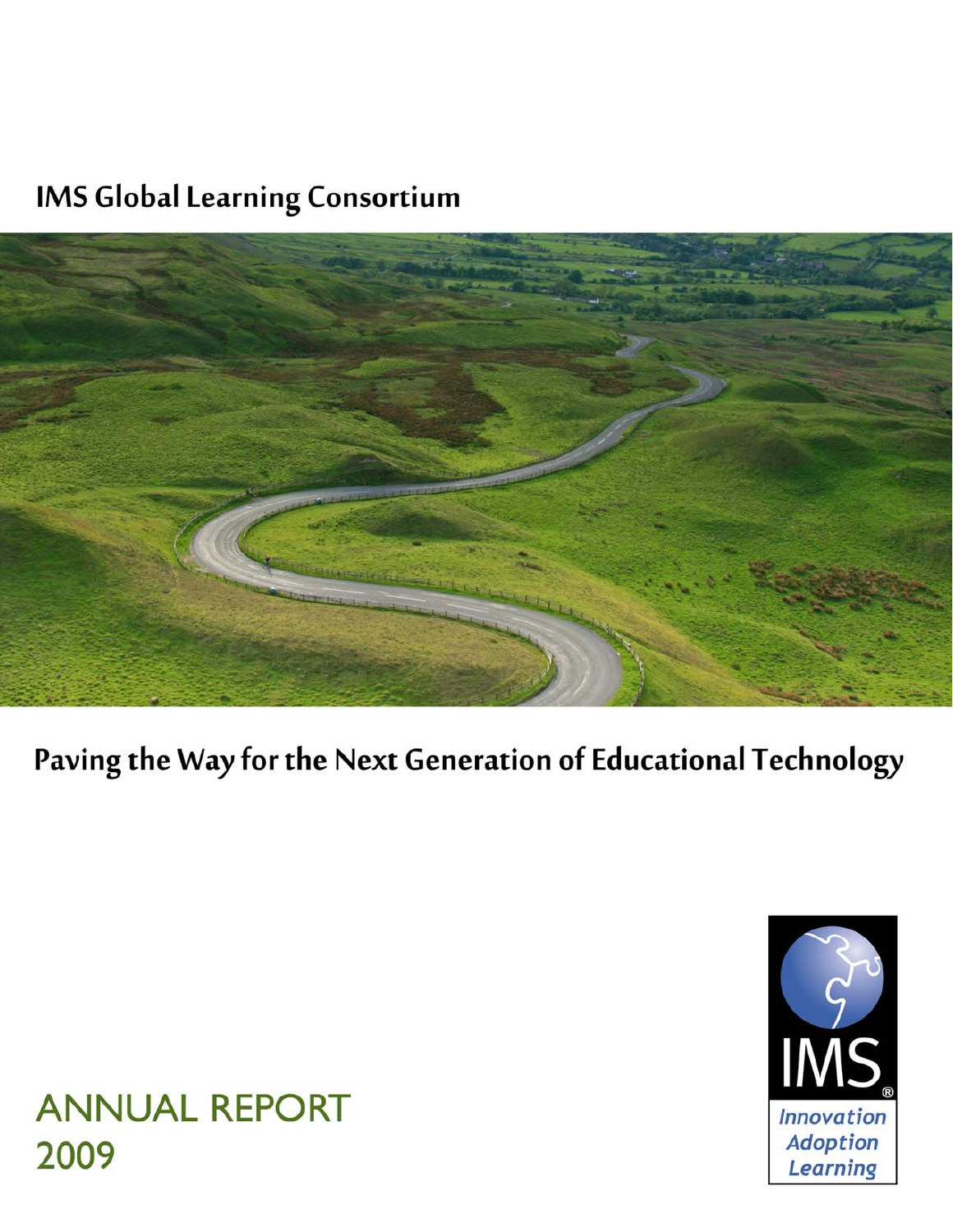## IMS Global Learning Consortium

# Paving the Way for the Next Generation of Educational Technology

IMS®

*Innovation Adoption Learning*

## ANNUAL REPORT 2009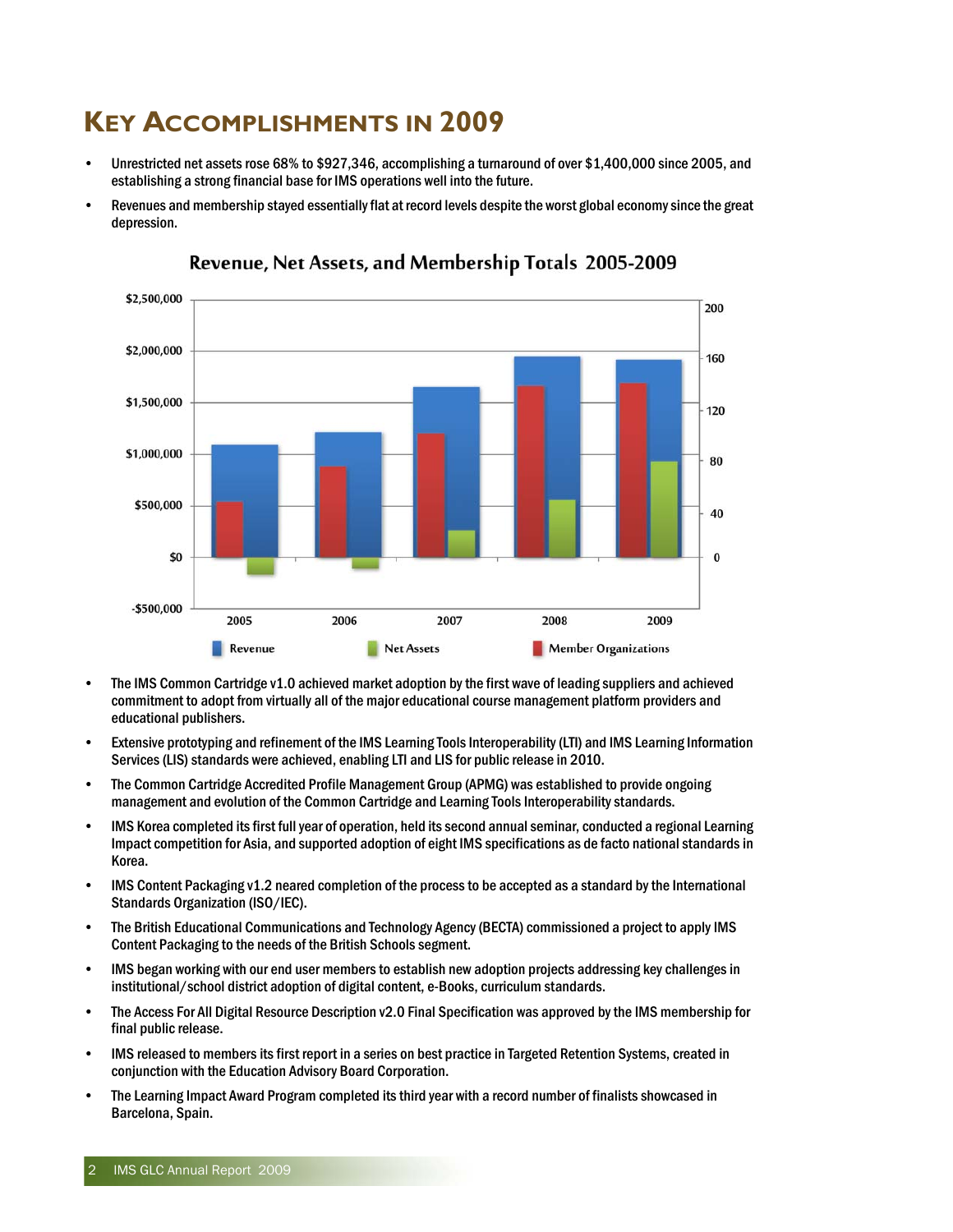# Key Accomplishments in 2009

- Unrestricted net assets rose 68% to $927,346, accomplishing a turnaround of over $1,400,000 since 2005, and establishing a strong financial base for IMS operations well into the future.
- Revenues and membership stayed essentially flat at record levels despite the worst global economy since the great depression.

Revenue, Net Assets, and Membership Totals 2005-2009

$2,500,000
$2,000,000
$1,500,000
$1,000,000
$500,000
$0
-$500,000

200
160
120
80
40
0

2005
2006
2007
2008
2009

Revenue
Net Assets
Member Organizations

- The IMS Common Cartridge v1.0 achieved market adoption by the first wave of leading suppliers and achieved commitment to adopt from virtually all of the major educational course management platform providers and educational publishers.
- Extensive prototyping and refinement of the IMS Learning Tools Interoperability (LTI) and IMS Learning Information Services (LIS) standards were achieved, enabling LTI and LIS for public release in 2010.
- The Common Cartridge Accredited Profile Management Group (APMG) was established to provide ongoing management and evolution of the Common Cartridge and Learning Tools Interoperability standards.
- IMS Korea completed its first full year of operation, held its second annual seminar, conducted a regional Learning Impact competition for Asia, and supported adoption of eight IMS specifications as de facto national standards in Korea.
- IMS Content Packaging v1.2 neared completion of the process to be accepted as a standard by the International Standards Organization (ISO/IEC).
- The British Educational Communications and Technology Agency (BECTA) commissioned a project to apply IMS Content Packaging to the needs of the British Schools segment.
- IMS began working with our end user members to establish new adoption projects addressing key challenges in institutional/school district adoption of digital content, e-Books, curriculum standards.
- The Access For All Digital Resource Description v2.0 Final Specification was approved by the IMS membership for final public release.
- IMS released to members its first report in a series on best practice in Targeted Retention Systems, created in conjunction with the Education Advisory Board Corporation.
- The Learning Impact Award Program completed its third year with a record number of finalists showcased in Barcelona, Spain.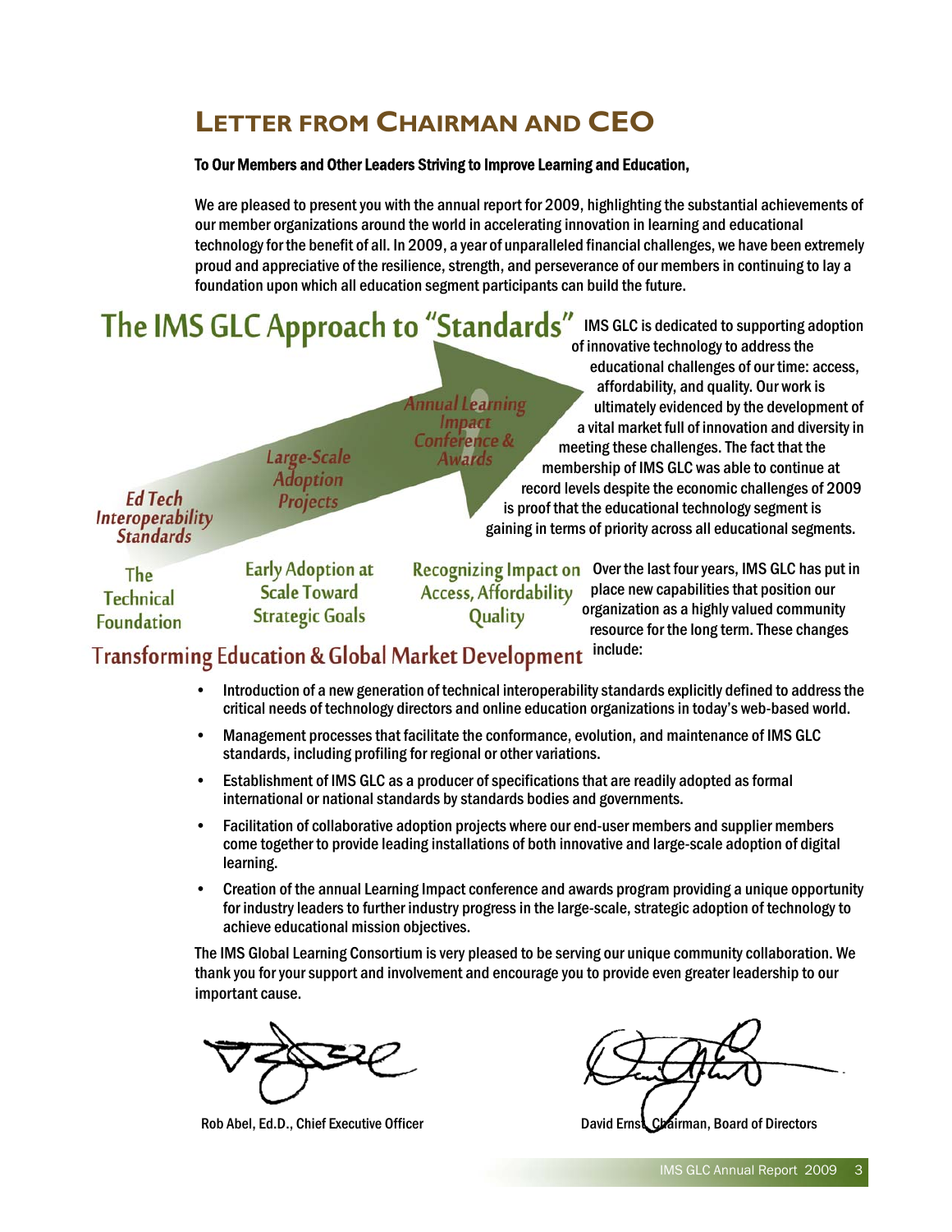# Letter from Chairman and CEO

**To Our Members and Other Leaders Striving to Improve Learning and Education,**

We are pleased to present you with the annual report for 2009, highlighting the substantial achievements of our member organizations around the world in accelerating innovation in learning and educational technology for the benefit of all. In 2009, a year of unparalleled financial challenges, we have been extremely proud and appreciative of the resilience, strength, and perseverance of our members in continuing to lay a foundation upon which all education segment participants can build the future.

The IMS GLC Approach to "Standards"

Ed Tech Interoperability Standards

Large-Scale Adoption Projects

Annual Learning Impact Conference & Awards

The Technical Foundation

Early Adoption at Scale Toward Strategic Goals

Recognizing Impact on Access, Affordability Quality

Transforming Education & Global Market Development

IMS GLC is dedicated to supporting adoption of innovative technology to address the educational challenges of our time: access, affordability, and quality. Our work is ultimately evidenced by the development of a vital market full of innovation and diversity in meeting these challenges. The fact that the membership of IMS GLC was able to continue at record levels despite the economic challenges of 2009 is proof that the educational technology segment is gaining in terms of priority across all educational segments.

Over the last four years, IMS GLC has put in place new capabilities that position our organization as a highly valued community resource for the long term. These changes include:

- Introduction of a new generation of technical interoperability standards explicitly defined to address the critical needs of technology directors and online education organizations in today's web-based world.
- Management processes that facilitate the conformance, evolution, and maintenance of IMS GLC standards, including profiling for regional or other variations.
- Establishment of IMS GLC as a producer of specifications that are readily adopted as formal international or national standards by standards bodies and governments.
- Facilitation of collaborative adoption projects where our end-user members and supplier members come together to provide leading installations of both innovative and large-scale adoption of digital learning.
- Creation of the annual Learning Impact conference and awards program providing a unique opportunity for industry leaders to further industry progress in the large-scale, strategic adoption of technology to achieve educational mission objectives.

The IMS Global Learning Consortium is very pleased to be serving our unique community collaboration. We thank you for your support and involvement and encourage you to provide even greater leadership to our important cause.

Rob Abel, Ed.D., Chief Executive Officer

David Ernst, Chairman, Board of Directors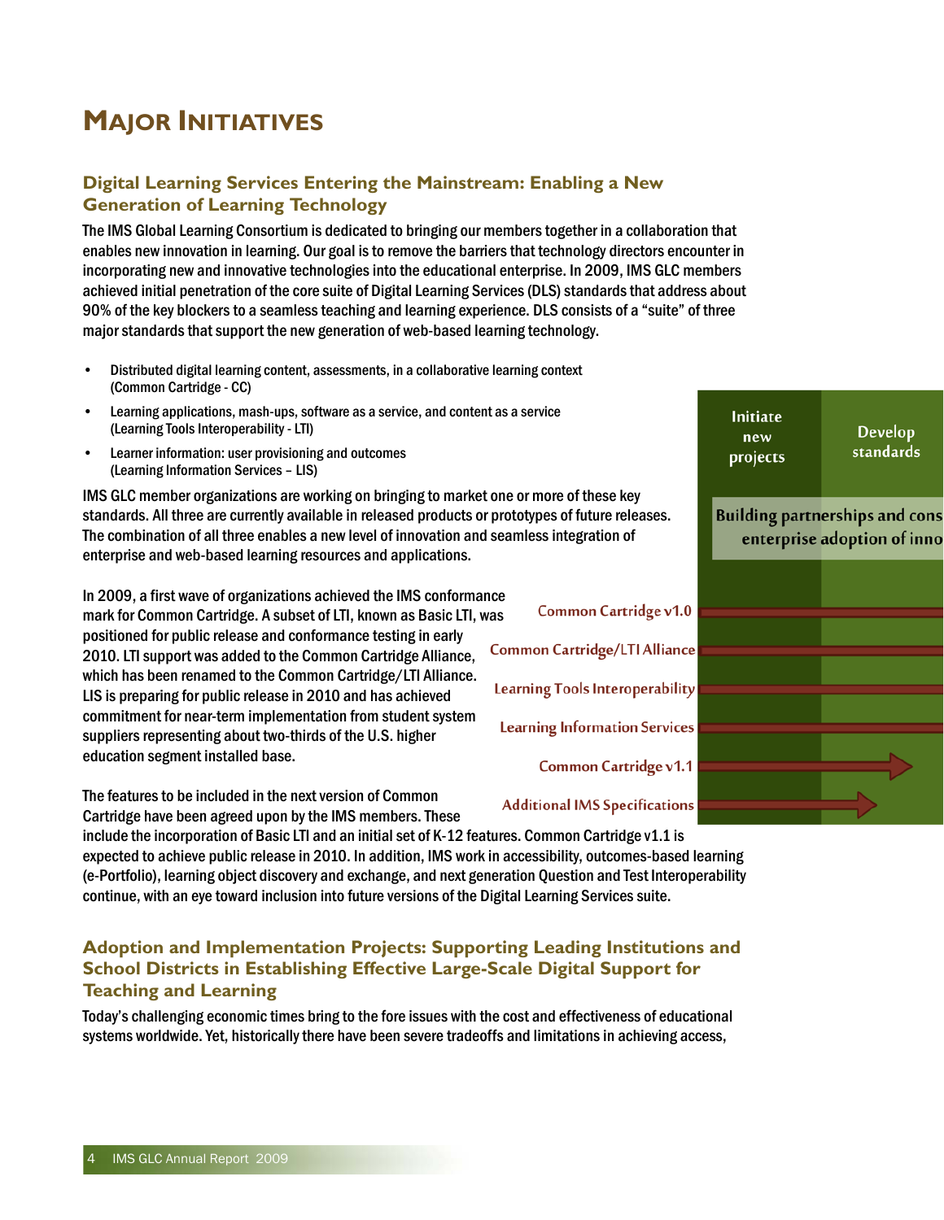# Major Initiatives

## Digital Learning Services Entering the Mainstream: Enabling a New Generation of Learning Technology

The IMS Global Learning Consortium is dedicated to bringing our members together in a collaboration that enables new innovation in learning. Our goal is to remove the barriers that technology directors encounter in incorporating new and innovative technologies into the educational enterprise. In 2009, IMS GLC members achieved initial penetration of the core suite of Digital Learning Services (DLS) standards that address about 90% of the key blockers to a seamless teaching and learning experience. DLS consists of a "suite" of three major standards that support the new generation of web-based learning technology.

- Distributed digital learning content, assessments, in a collaborative learning context (Common Cartridge - CC)
- Learning applications, mash-ups, software as a service, and content as a service (Learning Tools Interoperability - LTI)
- Learner information: user provisioning and outcomes (Learning Information Services – LIS)

IMS GLC member organizations are working on bringing to market one or more of these key standards. All three are currently available in released products or prototypes of future releases. The combination of all three enables a new level of innovation and seamless integration of enterprise and web-based learning resources and applications.

Initiate new projects

Develop standards

Building partnerships and cons

enterprise adoption of inno

Common Cartridge v1.0

Common Cartridge/LTI Alliance

Learning Tools Interoperability

Learning Information Services

Common Cartridge v1.1

Additional IMS Specifications

In 2009, a first wave of organizations achieved the IMS conformance mark for Common Cartridge. A subset of LTI, known as Basic LTI, was positioned for public release and conformance testing in early 2010. LTI support was added to the Common Cartridge Alliance, which has been renamed to the Common Cartridge/LTI Alliance. LIS is preparing for public release in 2010 and has achieved commitment for near-term implementation from student system suppliers representing about two-thirds of the U.S. higher education segment installed base.

The features to be included in the next version of Common Cartridge have been agreed upon by the IMS members. These include the incorporation of Basic LTI and an initial set of K-12 features. Common Cartridge v1.1 is expected to achieve public release in 2010. In addition, IMS work in accessibility, outcomes-based learning (e-Portfolio), learning object discovery and exchange, and next generation Question and Test Interoperability continue, with an eye toward inclusion into future versions of the Digital Learning Services suite.

## Adoption and Implementation Projects: Supporting Leading Institutions and School Districts in Establishing Effective Large-Scale Digital Support for Teaching and Learning

Today's challenging economic times bring to the fore issues with the cost and effectiveness of educational systems worldwide. Yet, historically there have been severe tradeoffs and limitations in achieving access,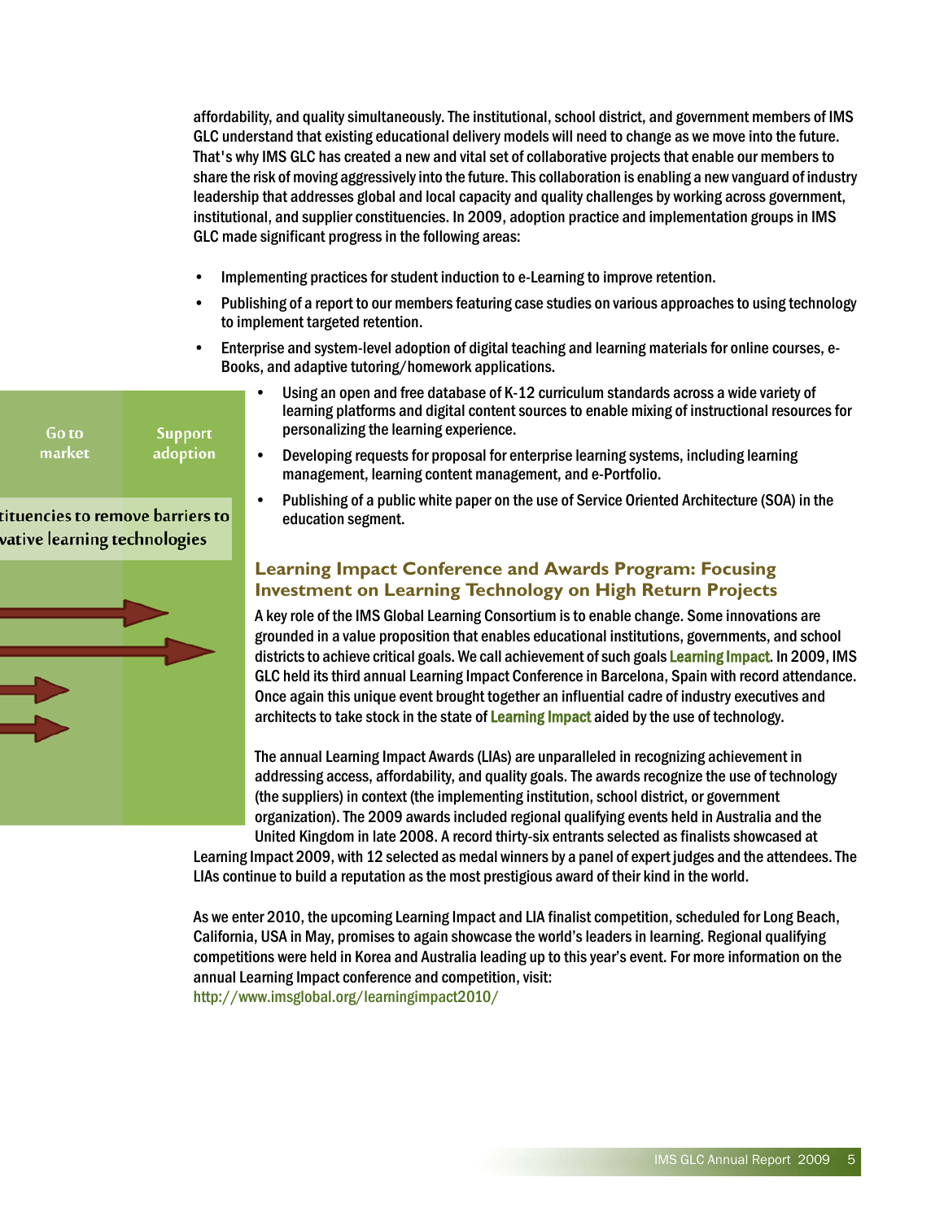affordability, and quality simultaneously. The institutional, school district, and government members of IMS GLC understand that existing educational delivery models will need to change as we move into the future. That's why IMS GLC has created a new and vital set of collaborative projects that enable our members to share the risk of moving aggressively into the future. This collaboration is enabling a new vanguard of industry leadership that addresses global and local capacity and quality challenges by working across government, institutional, and supplier constituencies. In 2009, adoption practice and implementation groups in IMS GLC made significant progress in the following areas:

- Implementing practices for student induction to e-Learning to improve retention.
- Publishing of a report to our members featuring case studies on various approaches to using technology to implement targeted retention.
- Enterprise and system-level adoption of digital teaching and learning materials for online courses, e-Books, and adaptive tutoring/homework applications.
- Using an open and free database of K-12 curriculum standards across a wide variety of learning platforms and digital content sources to enable mixing of instructional resources for personalizing the learning experience.
- Developing requests for proposal for enterprise learning systems, including learning management, learning content management, and e-Portfolio.
- Publishing of a public white paper on the use of Service Oriented Architecture (SOA) in the education segment.

Go to market

Support adoption

tituencies to remove barriers to vative learning technologies

## Learning Impact Conference and Awards Program: Focusing Investment on Learning Technology on High Return Projects

A key role of the IMS Global Learning Consortium is to enable change. Some innovations are grounded in a value proposition that enables educational institutions, governments, and school districts to achieve critical goals. We call achievement of such goals Learning Impact. In 2009, IMS GLC held its third annual Learning Impact Conference in Barcelona, Spain with record attendance. Once again this unique event brought together an influential cadre of industry executives and architects to take stock in the state of Learning Impact aided by the use of technology.

The annual Learning Impact Awards (LIAs) are unparalleled in recognizing achievement in addressing access, affordability, and quality goals. The awards recognize the use of technology (the suppliers) in context (the implementing institution, school district, or government organization). The 2009 awards included regional qualifying events held in Australia and the United Kingdom in late 2008. A record thirty-six entrants selected as finalists showcased at Learning Impact 2009, with 12 selected as medal winners by a panel of expert judges and the attendees. The LIAs continue to build a reputation as the most prestigious award of their kind in the world.

As we enter 2010, the upcoming Learning Impact and LIA finalist competition, scheduled for Long Beach, California, USA in May, promises to again showcase the world's leaders in learning. Regional qualifying competitions were held in Korea and Australia leading up to this year's event. For more information on the annual Learning Impact conference and competition, visit: http://www.imsglobal.org/learningimpact2010/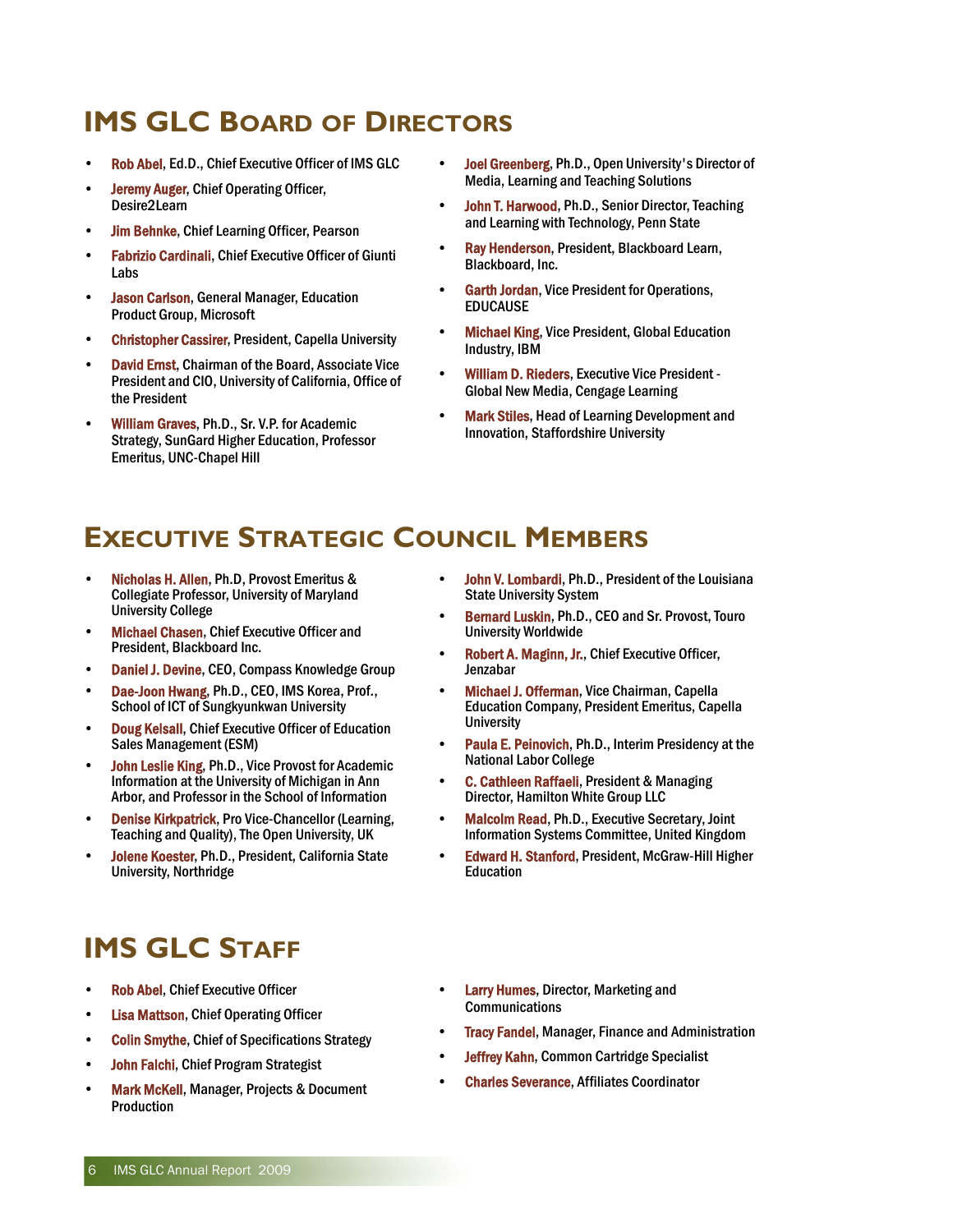## IMS GLC Board of Directors

- Rob Abel, Ed.D., Chief Executive Officer of IMS GLC
- Jeremy Auger, Chief Operating Officer, Desire2Learn
- Jim Behnke, Chief Learning Officer, Pearson
- Fabrizio Cardinali, Chief Executive Officer of Giunti Labs
- Jason Carlson, General Manager, Education Product Group, Microsoft
- Christopher Cassirer, President, Capella University
- David Ernst, Chairman of the Board, Associate Vice President and CIO, University of California, Office of the President
- William Graves, Ph.D., Sr. V.P. for Academic Strategy, SunGard Higher Education, Professor Emeritus, UNC-Chapel Hill
- Joel Greenberg, Ph.D., Open University's Director of Media, Learning and Teaching Solutions
- John T. Harwood, Ph.D., Senior Director, Teaching and Learning with Technology, Penn State
- Ray Henderson, President, Blackboard Learn, Blackboard, Inc.
- Garth Jordan, Vice President for Operations, EDUCAUSE
- Michael King, Vice President, Global Education Industry, IBM
- William D. Rieders, Executive Vice President - Global New Media, Cengage Learning
- Mark Stiles, Head of Learning Development and Innovation, Staffordshire University

## Executive Strategic Council Members

- Nicholas H. Allen, Ph.D, Provost Emeritus & Collegiate Professor, University of Maryland University College
- Michael Chasen, Chief Executive Officer and President, Blackboard Inc.
- Daniel J. Devine, CEO, Compass Knowledge Group
- Dae-Joon Hwang, Ph.D., CEO, IMS Korea, Prof., School of ICT of Sungkyunkwan University
- Doug Kelsall, Chief Executive Officer of Education Sales Management (ESM)
- John Leslie King, Ph.D., Vice Provost for Academic Information at the University of Michigan in Ann Arbor, and Professor in the School of Information
- Denise Kirkpatrick, Pro Vice-Chancellor (Learning, Teaching and Quality), The Open University, UK
- Jolene Koester, Ph.D., President, California State University, Northridge
- John V. Lombardi, Ph.D., President of the Louisiana State University System
- Bernard Luskin, Ph.D., CEO and Sr. Provost, Touro University Worldwide
- Robert A. Maginn, Jr., Chief Executive Officer, Jenzabar
- Michael J. Offerman, Vice Chairman, Capella Education Company, President Emeritus, Capella University
- Paula E. Peinovich, Ph.D., Interim Presidency at the National Labor College
- C. Cathleen Raffaeli, President & Managing Director, Hamilton White Group LLC
- Malcolm Read, Ph.D., Executive Secretary, Joint Information Systems Committee, United Kingdom
- Edward H. Stanford, President, McGraw-Hill Higher Education

## IMS GLC Staff

- Rob Abel, Chief Executive Officer
- Lisa Mattson, Chief Operating Officer
- Colin Smythe, Chief of Specifications Strategy
- John Falchi, Chief Program Strategist
- Mark McKell, Manager, Projects & Document Production
- Larry Humes, Director, Marketing and Communications
- Tracy Fandel, Manager, Finance and Administration
- Jeffrey Kahn, Common Cartridge Specialist
- Charles Severance, Affiliates Coordinator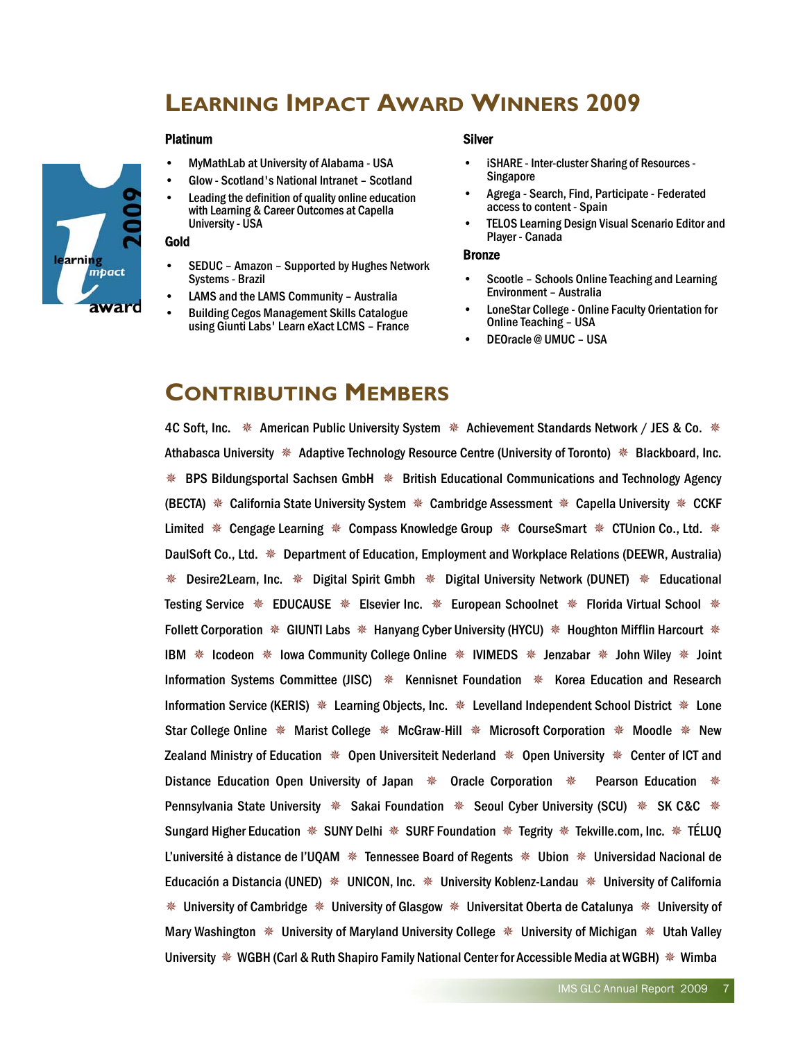# Learning Impact Award Winners 2009

### Platinum

- MyMathLab at University of Alabama - USA
- Glow - Scotland's National Intranet – Scotland
- Leading the definition of quality online education with Learning & Career Outcomes at Capella University - USA

### Gold

- SEDUC – Amazon – Supported by Hughes Network Systems - Brazil
- LAMS and the LAMS Community – Australia
- Building Cegos Management Skills Catalogue using Giunti Labs' Learn eXact LCMS – France

### Silver

- iSHARE - Inter-cluster Sharing of Resources - Singapore
- Agrega - Search, Find, Participate - Federated access to content - Spain
- TELOS Learning Design Visual Scenario Editor and Player - Canada

### Bronze

- Scootle – Schools Online Teaching and Learning Environment – Australia
- LoneStar College - Online Faculty Orientation for Online Teaching – USA
- DEOracle @ UMUC – USA

# Contributing Members

4C Soft, Inc. ✳ American Public University System ✳ Achievement Standards Network / JES & Co. ✳ Athabasca University ✳ Adaptive Technology Resource Centre (University of Toronto) ✳ Blackboard, Inc. ✳ BPS Bildungsportal Sachsen GmbH ✳ British Educational Communications and Technology Agency (BECTA) ✳ California State University System ✳ Cambridge Assessment ✳ Capella University ✳ CCKF Limited ✳ Cengage Learning ✳ Compass Knowledge Group ✳ CourseSmart ✳ CTUnion Co., Ltd. ✳ DaulSoft Co., Ltd. ✳ Department of Education, Employment and Workplace Relations (DEEWR, Australia) ✳ Desire2Learn, Inc. ✳ Digital Spirit Gmbh ✳ Digital University Network (DUNET) ✳ Educational Testing Service ✳ EDUCAUSE ✳ Elsevier Inc. ✳ European Schoolnet ✳ Florida Virtual School ✳ Follett Corporation ✳ GIUNTI Labs ✳ Hanyang Cyber University (HYCU) ✳ Houghton Mifflin Harcourt ✳ IBM ✳ Icodeon ✳ Iowa Community College Online ✳ IVIMEDS ✳ Jenzabar ✳ John Wiley ✳ Joint Information Systems Committee (JISC) ✳ Kennisnet Foundation ✳ Korea Education and Research Information Service (KERIS) ✳ Learning Objects, Inc. ✳ Levelland Independent School District ✳ Lone Star College Online ✳ Marist College ✳ McGraw-Hill ✳ Microsoft Corporation ✳ Moodle ✳ New Zealand Ministry of Education ✳ Open Universiteit Nederland ✳ Open University ✳ Center of ICT and Distance Education Open University of Japan ✳ Oracle Corporation ✳ Pearson Education ✳ Pennsylvania State University ✳ Sakai Foundation ✳ Seoul Cyber University (SCU) ✳ SK C&C ✳ Sungard Higher Education ✳ SUNY Delhi ✳ SURF Foundation ✳ Tegrity ✳ Tekville.com, Inc. ✳ TÉLUQ L'université à distance de l'UQAM ✳ Tennessee Board of Regents ✳ Ubion ✳ Universidad Nacional de Educación a Distancia (UNED) ✳ UNICON, Inc. ✳ University Koblenz-Landau ✳ University of California ✳ University of Cambridge ✳ University of Glasgow ✳ Universitat Oberta de Catalunya ✳ University of Mary Washington ✳ University of Maryland University College ✳ University of Michigan ✳ Utah Valley University ✳ WGBH (Carl & Ruth Shapiro Family National Center for Accessible Media at WGBH) ✳ Wimba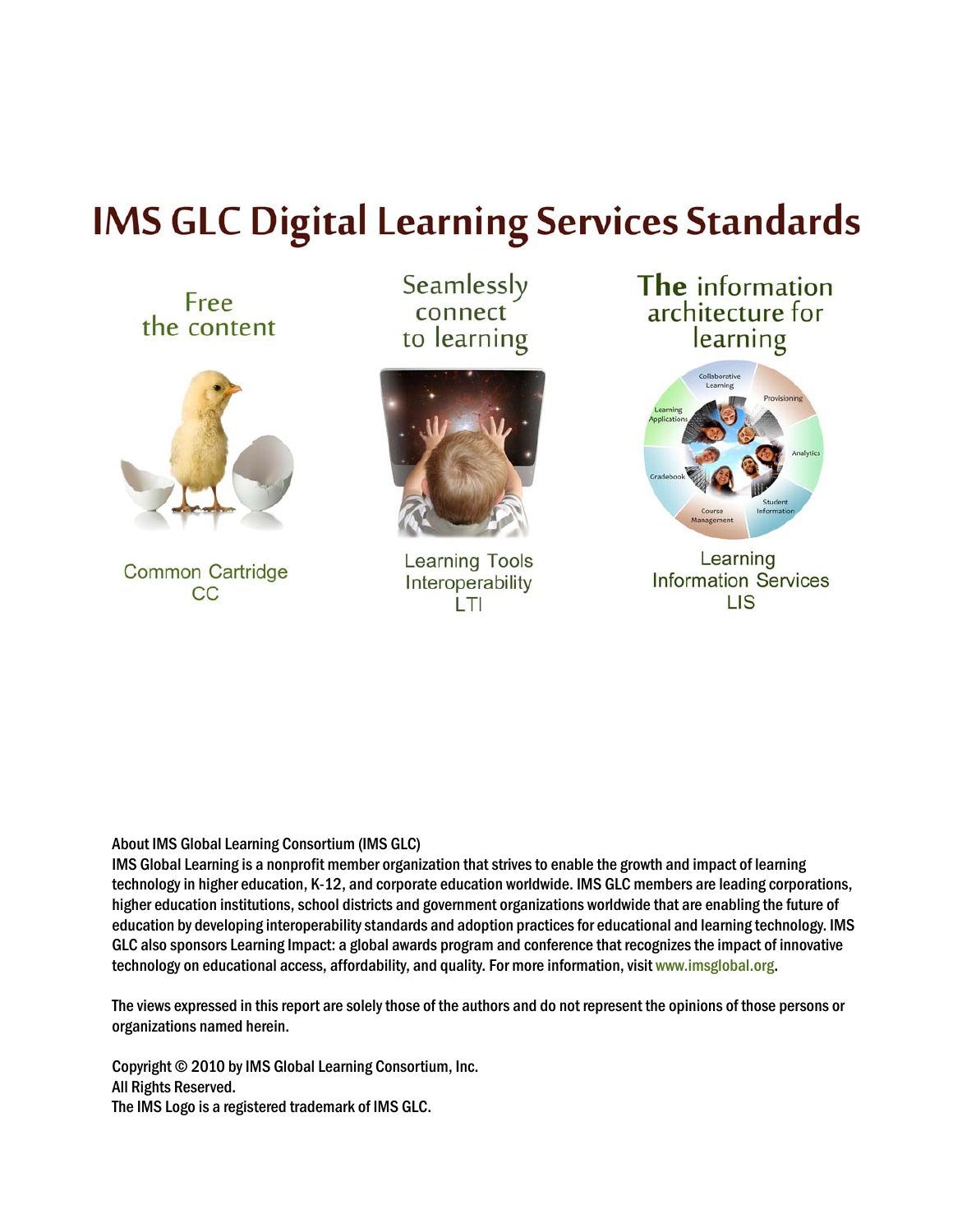# IMS GLC Digital Learning Services Standards

Free the content

Common Cartridge
CC

Seamlessly connect to learning

Learning Tools Interoperability
LTI

The information architecture for learning

Collaborative Learning
Provisioning
Analytics
Student Information
Course Management
Gradebook
Learning Applications

Learning Information Services
LIS

About IMS Global Learning Consortium (IMS GLC)
IMS Global Learning is a nonprofit member organization that strives to enable the growth and impact of learning technology in higher education, K-12, and corporate education worldwide. IMS GLC members are leading corporations, higher education institutions, school districts and government organizations worldwide that are enabling the future of education by developing interoperability standards and adoption practices for educational and learning technology. IMS GLC also sponsors Learning Impact: a global awards program and conference that recognizes the impact of innovative technology on educational access, affordability, and quality. For more information, visit www.imsglobal.org.

The views expressed in this report are solely those of the authors and do not represent the opinions of those persons or organizations named herein.

Copyright © 2010 by IMS Global Learning Consortium, Inc.
All Rights Reserved.
The IMS Logo is a registered trademark of IMS GLC.